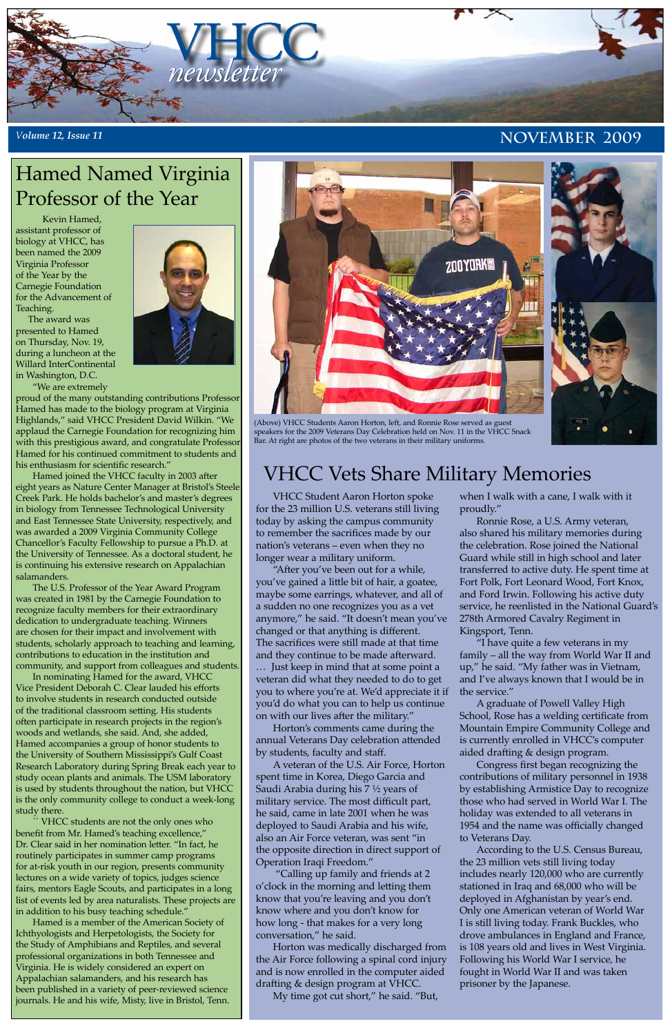# VHCC newsletter

*Volume 12, Issue 11* — NOVEMBER 2009

## Hamed Named Virginia Professor of the Year

Kevin Hamed, assistant professor of biology at VHCC, has been named the 2009 Virginia Professor of the Year by the Carnegie Foundation for the Advancement of Teaching.

The award was presented to Hamed on Thursday, Nov. 19, during a luncheon at the Willard InterContinental in Washington, D.C.

"We are extremely proud of the many outstanding contributions Professor Hamed has made to the biology program at Virginia Highlands," said VHCC President David Wilkin. "We applaud the Carnegie Foundation for recognizing him with this prestigious award, and congratulate Professor Hamed for his continued commitment to students and his enthusiasm for scientific research."

Hamed joined the VHCC faculty in 2003 after eight years as Nature Center Manager at Bristol's Steele Creek Park. He holds bachelor's and master's degrees in biology from Tennessee Technological University and East Tennessee State University, respectively, and was awarded a 2009 Virginia Community College Chancellor's Faculty Fellowship to pursue a Ph.D. at the University of Tennessee. As a doctoral student, he is continuing his extensive research on Appalachian salamanders.

The U.S. Professor of the Year Award Program was created in 1981 by the Carnegie Foundation to recognize faculty members for their extraordinary dedication to undergraduate teaching. Winners are chosen for their impact and involvement with students, scholarly approach to teaching and learning, contributions to education in the institution and community, and support from colleagues and students.

In nominating Hamed for the award, VHCC Vice President Deborah C. Clear lauded his efforts to involve students in research conducted outside of the traditional classroom setting. His students often participate in research projects in the region's woods and wetlands, she said. And, she added, Hamed accompanies a group of honor students to the University of Southern Mississippi's Gulf Coast Research Laboratory during Spring Break each year to study ocean plants and animals. The USM laboratory is used by students throughout the nation, but VHCC is the only community college to conduct a week-long study there.

"VHCC students are not the only ones who benefit from Mr. Hamed's teaching excellence," Dr. Clear said in her nomination letter. "In fact, he routinely participates in summer camp programs for at-risk youth in our region, presents community lectures on a wide variety of topics, judges science fairs, mentors Eagle Scouts, and participates in a long list of events led by area naturalists. These projects are in addition to his busy teaching schedule."

Hamed is a member of the American Society of Ichthyologists and Herpetologists, the Society for the Study of Amphibians and Reptiles, and several professional organizations in both Tennessee and Virginia. He is widely considered an expert on Appalachian salamanders, and his research has been published in a variety of peer-reviewed science journals. He and his wife, Misty, live in Bristol, Tenn.

(Above) VHCC Students Aaron Horton, left, and Ronnie Rose served as guest speakers for the 2009 Veterans Day Celebration held on Nov. 11 in the VHCC Snack Bar. At right are photos of the two veterans in their military uniforms.

## VHCC Vets Share Military Memories

VHCC Student Aaron Horton spoke for the 23 million U.S. veterans still living today by asking the campus community to remember the sacrifices made by our nation's veterans – even when they no longer wear a military uniform.

"After you've been out for a while, you've gained a little bit of hair, a goatee, maybe some earrings, whatever, and all of a sudden no one recognizes you as a vet anymore," he said. "It doesn't mean you've changed or that anything is different. The sacrifices were still made at that time and they continue to be made afterward. … Just keep in mind that at some point a veteran did what they needed to do to get you to where you're at. We'd appreciate it if you'd do what you can to help us continue on with our lives after the military."

Horton's comments came during the annual Veterans Day celebration attended by students, faculty and staff.

A veteran of the U.S. Air Force, Horton spent time in Korea, Diego Garcia and Saudi Arabia during his 7 ½ years of military service. The most difficult part, he said, came in late 2001 when he was deployed to Saudi Arabia and his wife, also an Air Force veteran, was sent "in the opposite direction in direct support of Operation Iraqi Freedom."

"Calling up family and friends at 2 o'clock in the morning and letting them know that you're leaving and you don't know where and you don't know for how long - that makes for a very long conversation," he said.

Horton was medically discharged from the Air Force following a spinal cord injury and is now enrolled in the computer aided drafting & design program at VHCC.

My time got cut short," he said. "But, when I walk with a cane, I walk with it proudly."

Ronnie Rose, a U.S. Army veteran, also shared his military memories during the celebration. Rose joined the National Guard while still in high school and later transferred to active duty. He spent time at Fort Polk, Fort Leonard Wood, Fort Knox, and Ford Irwin. Following his active duty service, he reenlisted in the National Guard's 278th Armored Cavalry Regiment in Kingsport, Tenn.

"I have quite a few veterans in my family – all the way from World War II and up," he said. "My father was in Vietnam, and I've always known that I would be in the service."

A graduate of Powell Valley High School, Rose has a welding certificate from Mountain Empire Community College and is currently enrolled in VHCC's computer aided drafting & design program.

Congress first began recognizing the contributions of military personnel in 1938 by establishing Armistice Day to recognize those who had served in World War I. The holiday was extended to all veterans in 1954 and the name was officially changed to Veterans Day.

According to the U.S. Census Bureau, the 23 million vets still living today includes nearly 120,000 who are currently stationed in Iraq and 68,000 who will be deployed in Afghanistan by year's end. Only one American veteran of World War I is still living today. Frank Buckles, who drove ambulances in England and France, is 108 years old and lives in West Virginia. Following his World War I service, he fought in World War II and was taken prisoner by the Japanese.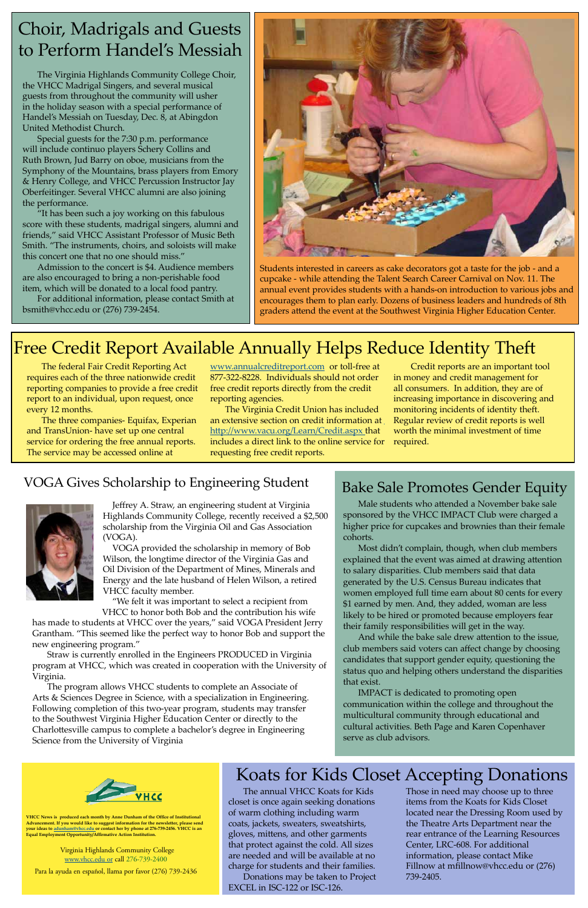# Choir, Madrigals and Guests to Perform Handel's Messiah

The Virginia Highlands Community College Choir, the VHCC Madrigal Singers, and several musical guests from throughout the community will usher in the holiday season with a special performance of Handel's Messiah on Tuesday, Dec. 8, at Abingdon United Methodist Church.

Special guests for the 7:30 p.m. performance will include continuo players Schery Collins and Ruth Brown, Jud Barry on oboe, musicians from the Symphony of the Mountains, brass players from Emory & Henry College, and VHCC Percussion Instructor Jay Oberfeitinger. Several VHCC alumni are also joining the performance.

"It has been such a joy working on this fabulous score with these students, madrigal singers, alumni and friends," said VHCC Assistant Professor of Music Beth Smith. "The instruments, choirs, and soloists will make this concert one that no one should miss."

Admission to the concert is $4. Audience members are also encouraged to bring a non-perishable food item, which will be donated to a local food pantry.

For additional information, please contact Smith at bsmith@vhcc.edu or (276) 739-2454.

Students interested in careers as cake decorators got a taste for the job - and a cupcake - while attending the Talent Search Career Carnival on Nov. 11. The annual event provides students with a hands-on introduction to various jobs and encourages them to plan early. Dozens of business leaders and hundreds of 8th graders attend the event at the Southwest Virginia Higher Education Center.

# Free Credit Report Available Annually Helps Reduce Identity Theft

The federal Fair Credit Reporting Act requires each of the three nationwide credit reporting companies to provide a free credit report to an individual, upon request, once every 12 months.

The three companies- Equifax, Experian and TransUnion- have set up one central service for ordering the free annual reports. The service may be accessed online at www.annualcreditreport.com or toll-free at 877-322-8228. Individuals should not order free credit reports directly from the credit reporting agencies.

The Virginia Credit Union has included an extensive section on credit information at http://www.vacu.org/Learn/Credit.aspx that includes a direct link to the online service for requesting free credit reports.

Credit reports are an important tool in money and credit management for all consumers. In addition, they are of increasing importance in discovering and monitoring incidents of identity theft. Regular review of credit reports is well worth the minimal investment of time required.

## VOGA Gives Scholarship to Engineering Student

Jeffrey A. Straw, an engineering student at Virginia Highlands Community College, recently received a $2,500 scholarship from the Virginia Oil and Gas Association (VOGA).

VOGA provided the scholarship in memory of Bob Wilson, the longtime director of the Virginia Gas and Oil Division of the Department of Mines, Minerals and Energy and the late husband of Helen Wilson, a retired VHCC faculty member.

"We felt it was important to select a recipient from VHCC to honor both Bob and the contribution his wife has made to students at VHCC over the years," said VOGA President Jerry Grantham. "This seemed like the perfect way to honor Bob and support the new engineering program."

Straw is currently enrolled in the Engineers PRODUCED in Virginia program at VHCC, which was created in cooperation with the University of Virginia.

The program allows VHCC students to complete an Associate of Arts & Sciences Degree in Science, with a specialization in Engineering. Following completion of this two-year program, students may transfer to the Southwest Virginia Higher Education Center or directly to the Charlottesville campus to complete a bachelor's degree in Engineering Science from the University of Virginia

## Bake Sale Promotes Gender Equity

Male students who attended a November bake sale sponsored by the VHCC IMPACT Club were charged a higher price for cupcakes and brownies than their female cohorts.

Most didn't complain, though, when club members explained that the event was aimed at drawing attention to salary disparities. Club members said that data generated by the U.S. Census Bureau indicates that women employed full time earn about 80 cents for every $1 earned by men. And, they added, woman are less likely to be hired or promoted because employers fear their family responsibilities will get in the way.

And while the bake sale drew attention to the issue, club members said voters can affect change by choosing candidates that support gender equity, questioning the status quo and helping others understand the disparities that exist.

IMPACT is dedicated to promoting open communication within the college and throughout the multicultural community through educational and cultural activities. Beth Page and Karen Copenhaver serve as club advisors.

VHCC

**VHCC News is produced each month by Anne Dunham of the Office of Institutional Advancement. If you would like to suggest information for the newsletter, please send your ideas to adunham@vhcc.edu or contact her by phone at 276-739-2456. VHCC is an Equal Employment Opportunity/Affirmative Action Institution.**

Virginia Highlands Community College
www.vhcc.edu or call 276-739-2400

Para la ayuda en español, llama por favor (276) 739-2436

# Koats for Kids Closet Accepting Donations

The annual VHCC Koats for Kids closet is once again seeking donations of warm clothing including warm coats, jackets, sweaters, sweatshirts, gloves, mittens, and other garments that protect against the cold. All sizes are needed and will be available at no charge for students and their families.

Donations may be taken to Project EXCEL in ISC-122 or ISC-126.

Those in need may choose up to three items from the Koats for Kids Closet located near the Dressing Room used by the Theatre Arts Department near the rear entrance of the Learning Resources Center, LRC-608. For additional information, please contact Mike Fillnow at mfillnow@vhcc.edu or (276) 739-2405.